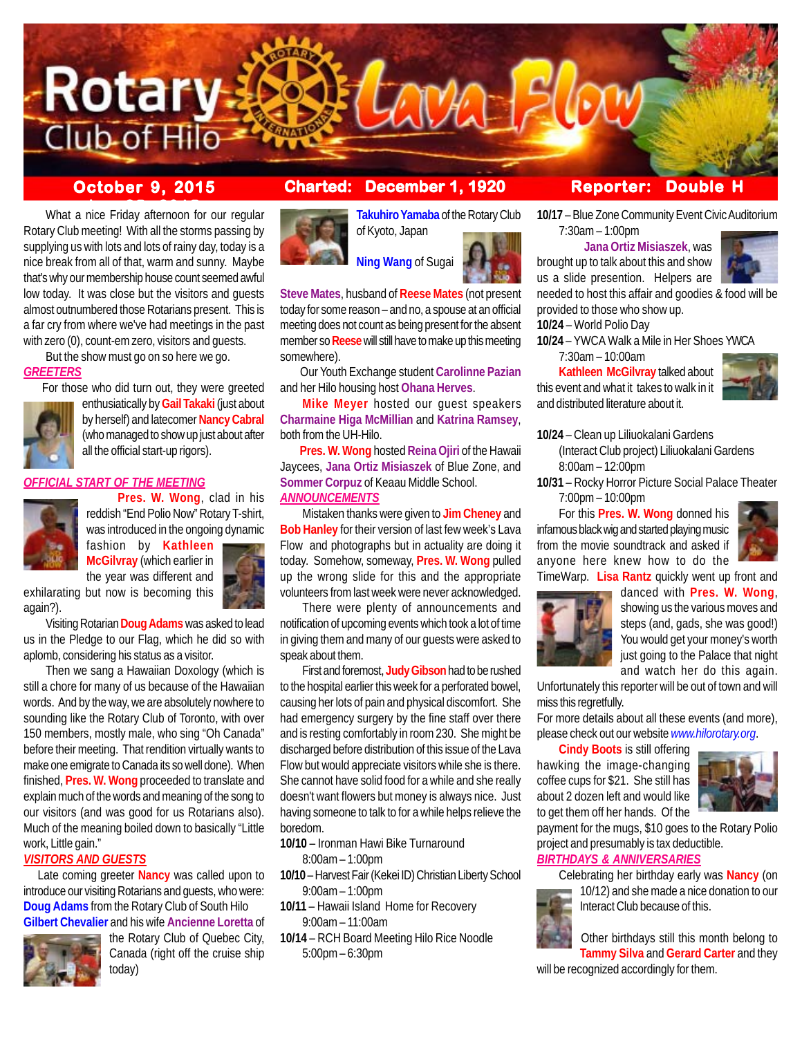# Rotary Club of Hilo Lava Flow

**October 9, 2015** | **Charted: December 1, 1920** | **Reporter: Double H**

What a nice Friday afternoon for our regular Rotary Club meeting! With all the storms passing by supplying us with lots and lots of rainy day, today is a nice break from all of that, warm and sunny. Maybe that's why our membership house count seemed awful low today. It was close but the visitors and guests almost outnumbered those Rotarians present. This is a far cry from where we've had meetings in the past with zero (0), count-em zero, visitors and guests.

But the show must go on so here we go.

## GREETERS

For those who did turn out, they were greeted enthusiastically by **Gail Takaki** (just about by herself) and latecomer **Nancy Cabral** (who managed to show up just about after all the official start-up rigors).

## OFFICIAL START OF THE MEETING

**Pres. W. Wong**, clad in his reddish "End Polio Now" Rotary T-shirt, was introduced in the ongoing dynamic fashion by **Kathleen McGilvray** (which earlier in the year was different and exhilarating but now is becoming this again?).

Visiting Rotarian **Doug Adams** was asked to lead us in the Pledge to our Flag, which he did so with aplomb, considering his status as a visitor.

Then we sang a Hawaiian Doxology (which is still a chore for many of us because of the Hawaiian words. And by the way, we are absolutely nowhere to sounding like the Rotary Club of Toronto, with over 150 members, mostly male, who sing "Oh Canada" before their meeting. That rendition virtually wants to make one emigrate to Canada its so well done). When finished, **Pres. W. Wong** proceeded to translate and explain much of the words and meaning of the song to our visitors (and was good for us Rotarians also). Much of the meaning boiled down to basically "Little work, Little gain."

## VISITORS AND GUESTS

Late coming greeter **Nancy** was called upon to introduce our visiting Rotarians and guests, who were: **Doug Adams** from the Rotary Club of South Hilo **Gilbert Chevalier** and his wife **Ancienne Loretta** of the Rotary Club of Quebec City, Canada (right off the cruise ship today)

**Takuhiro Yamaba** of the Rotary Club of Kyoto, Japan

**Ning Wang** of Sugai

**Steve Mates**, husband of **Reese Mates** (not present today for some reason – and no, a spouse at an official meeting does not count as being present for the absent member so **Reese** will still have to make up this meeting somewhere).

Our Youth Exchange student **Carolinne Pazian** and her Hilo housing host **Ohana Herves**.

**Mike Meyer** hosted our guest speakers **Charmaine Higa McMillian** and **Katrina Ramsey**, both from the UH-Hilo.

**Pres. W. Wong** hosted **Reina Ojiri** of the Hawaii Jaycees, **Jana Ortiz Misiaszek** of Blue Zone, and **Sommer Corpuz** of Keaau Middle School.

## ANNOUNCEMENTS

Mistaken thanks were given to **Jim Cheney** and **Bob Hanley** for their version of last few week's Lava Flow and photographs but in actuality are doing it today. Somehow, someway, **Pres. W. Wong** pulled up the wrong slide for this and the appropriate volunteers from last week were never acknowledged.

There were plenty of announcements and notification of upcoming events which took a lot of time in giving them and many of our guests were asked to speak about them.

First and foremost, **Judy Gibson** had to be rushed to the hospital earlier this week for a perforated bowel, causing her lots of pain and physical discomfort. She had emergency surgery by the fine staff over there and is resting comfortably in room 230. She might be discharged before distribution of this issue of the Lava Flow but would appreciate visitors while she is there. She cannot have solid food for a while and she really doesn't want flowers but money is always nice. Just having someone to talk to for a while helps relieve the boredom.

**10/10** – Ironman Hawi Bike Turnaround
8:00am – 1:00pm

**10/10** – Harvest Fair (Kekei ID) Christian Liberty School
9:00am – 1:00pm

**10/11** – Hawaii Island Home for Recovery
9:00am – 11:00am

**10/14** – RCH Board Meeting Hilo Rice Noodle
5:00pm – 6:30pm

**10/17** – Blue Zone Community Event Civic Auditorium
7:30am – 1:00pm

**Jana Ortiz Misiaszek**, was brought up to talk about this and show us a slide presention. Helpers are needed to host this affair and goodies & food will be provided to those who show up.

**10/24** – World Polio Day

**10/24** – YWCA Walk a Mile in Her Shoes YWCA
7:30am – 10:00am

**Kathleen McGilvray** talked about this event and what it takes to walk in it and distributed literature about it.

**10/24** – Clean up Liliuokalani Gardens
(Interact Club project) Liliuokalani Gardens
8:00am – 12:00pm

**10/31** – Rocky Horror Picture Social Palace Theater
7:00pm – 10:00pm

For this **Pres. W. Wong** donned his infamous black wig and started playing music from the movie soundtrack and asked if anyone here knew how to do the TimeWarp. **Lisa Rantz** quickly went up front and danced with **Pres. W. Wong**, showing us the various moves and steps (and, gads, she was good!) You would get your money's worth just going to the Palace that night and watch her do this again. Unfortunately this reporter will be out of town and will miss this regretfully.

For more details about all these events (and more), please check out our website *www.hilorotary.org*.

**Cindy Boots** is still offering hawking the image-changing coffee cups for $21. She still has about 2 dozen left and would like to get them off her hands. Of the payment for the mugs, $10 goes to the Rotary Polio project and presumably is tax deductible.

## BIRTHDAYS & ANNIVERSARIES

Celebrating her birthday early was **Nancy** (on 10/12) and she made a nice donation to our Interact Club because of this.

Other birthdays still this month belong to **Tammy Silva** and **Gerard Carter** and they will be recognized accordingly for them.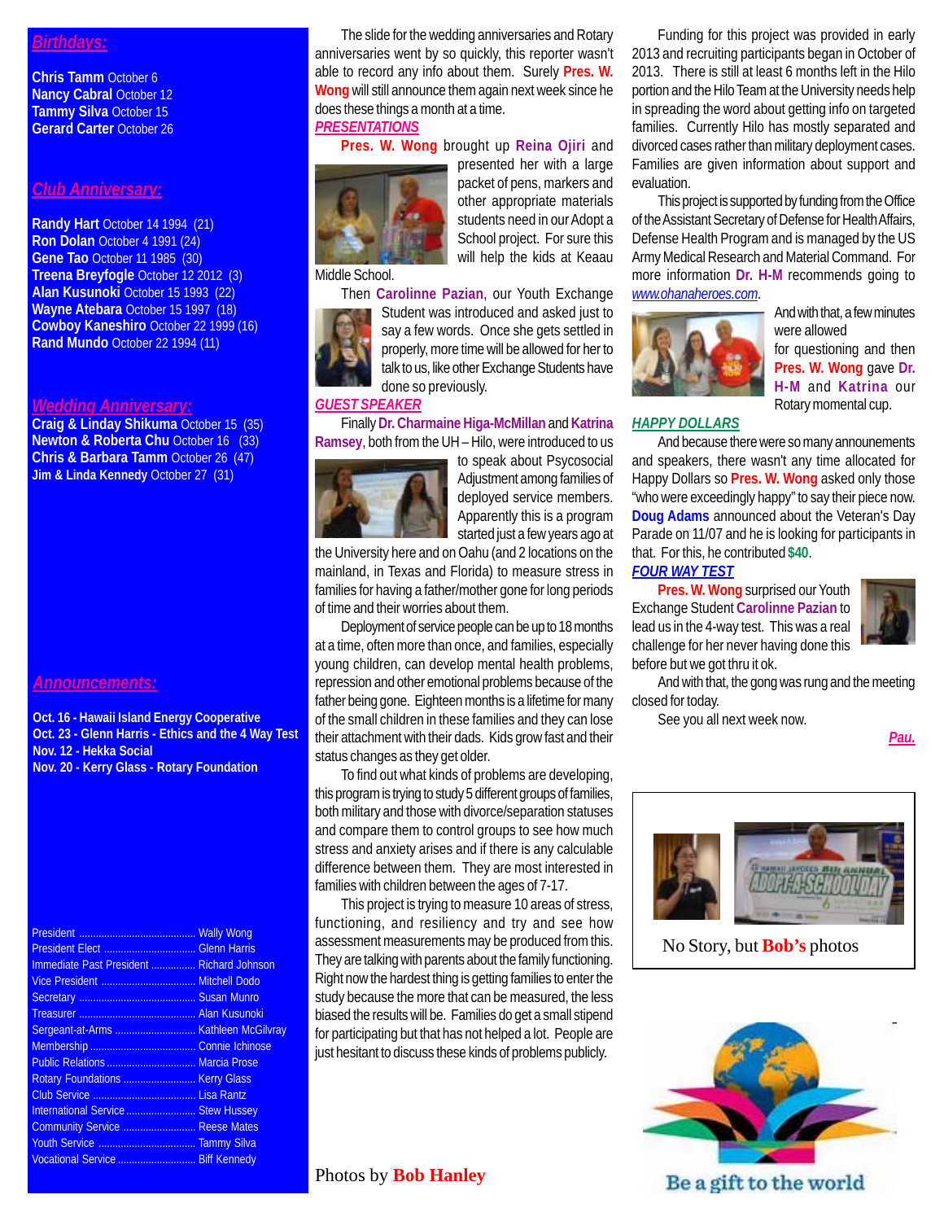## *Birthdays:*

**Chris Tamm** October 6
**Nancy Cabral** October 12
**Tammy Silva** October 15
**Gerard Carter** October 26

## *Club Anniversary:*

**Randy Hart** October 14 1994 (21)
**Ron Dolan** October 4 1991 (24)
**Gene Tao** October 11 1985 (30)
**Treena Breyfogle** October 12 2012 (3)
**Alan Kusunoki** October 15 1993 (22)
**Wayne Atebara** October 15 1997 (18)
**Cowboy Kaneshiro** October 22 1999 (16)
**Rand Mundo** October 22 1994 (11)

## *Wedding Anniversary:*

**Craig & Linday Shikuma** October 15 (35)
**Newton & Roberta Chu** October 16 (33)
**Chris & Barbara Tamm** October 26 (47)
**Jim & Linda Kennedy** October 27 (31)

## *Announcements:*

**Oct. 16 - Hawaii Island Energy Cooperative**
**Oct. 23 - Glenn Harris - Ethics and the 4 Way Test**
**Nov. 12 - Hekka Social**
**Nov. 20 - Kerry Glass - Rotary Foundation**

| | |
|---|---|
| President | Wally Wong |
| President Elect | Glenn Harris |
| Immediate Past President | Richard Johnson |
| Vice President | Mitchell Dodo |
| Secretary | Susan Munro |
| Treasurer | Alan Kusunoki |
| Sergeant-at-Arms | Kathleen McGilvray |
| Membership | Connie Ichinose |
| Public Relations | Marcia Prose |
| Rotary Foundations | Kerry Glass |
| Club Service | Lisa Rantz |
| International Service | Stew Hussey |
| Community Service | Reese Mates |
| Youth Service | Tammy Silva |
| Vocational Service | Biff Kennedy |

The slide for the wedding anniversaries and Rotary anniversaries went by so quickly, this reporter wasn't able to record any info about them. Surely **Pres. W. Wong** will still announce them again next week since he does these things a month at a time.

### *PRESENTATIONS*

**Pres. W. Wong** brought up **Reina Ojiri** and presented her with a large packet of pens, markers and other appropriate materials students need in our Adopt a School project. For sure this will help the kids at Keaau Middle School.

Then **Carolinne Pazian**, our Youth Exchange Student was introduced and asked just to say a few words. Once she gets settled in properly, more time will be allowed for her to talk to us, like other Exchange Students have done so previously.

### *GUEST SPEAKER*

Finally **Dr. Charmaine Higa-McMillan** and **Katrina Ramsey**, both from the UH – Hilo, were introduced to us to speak about Psycosocial Adjustment among families of deployed service members. Apparently this is a program started just a few years ago at the University here and on Oahu (and 2 locations on the mainland, in Texas and Florida) to measure stress in families for having a father/mother gone for long periods of time and their worries about them.

Deployment of service people can be up to 18 months at a time, often more than once, and families, especially young children, can develop mental health problems, repression and other emotional problems because of the father being gone. Eighteen months is a lifetime for many of the small children in these families and they can lose their attachment with their dads. Kids grow fast and their status changes as they get older.

To find out what kinds of problems are developing, this program is trying to study 5 different groups of families, both military and those with divorce/separation statuses and compare them to control groups to see how much stress and anxiety arises and if there is any calculable difference between them. They are most interested in families with children between the ages of 7-17.

This project is trying to measure 10 areas of stress, functioning, and resiliency and try and see how assessment measurements may be produced from this. They are talking with parents about the family functioning. Right now the hardest thing is getting families to enter the study because the more that can be measured, the less biased the results will be. Families do get a small stipend for participating but that has not helped a lot. People are just hesitant to discuss these kinds of problems publicly.

Photos by **Bob Hanley**

Funding for this project was provided in early 2013 and recruiting participants began in October of 2013. There is still at least 6 months left in the Hilo portion and the Hilo Team at the University needs help in spreading the word about getting info on targeted families. Currently Hilo has mostly separated and divorced cases rather than military deployment cases. Families are given information about support and evaluation.

This project is supported by funding from the Office of the Assistant Secretary of Defense for Health Affairs, Defense Health Program and is managed by the US Army Medical Research and Material Command. For more information **Dr. H-M** recommends going to www.ohanaheroes.com.

And with that, a few minutes were allowed for questioning and then **Pres. W. Wong** gave **Dr. H-M** and **Katrina** our Rotary momental cup.

### *HAPPY DOLLARS*

And because there were so many announements and speakers, there wasn't any time allocated for Happy Dollars so **Pres. W. Wong** asked only those "who were exceedingly happy" to say their piece now. **Doug Adams** announced about the Veteran's Day Parade on 11/07 and he is looking for participants in that. For this, he contributed **$40**.

### *FOUR WAY TEST*

**Pres. W. Wong** surprised our Youth Exchange Student **Carolinne Pazian** to lead us in the 4-way test. This was a real challenge for her never having done this before but we got thru it ok.

And with that, the gong was rung and the meeting closed for today.

See you all next week now.

*Pau.*

No Story, but **Bob's** photos

Be a gift to the world